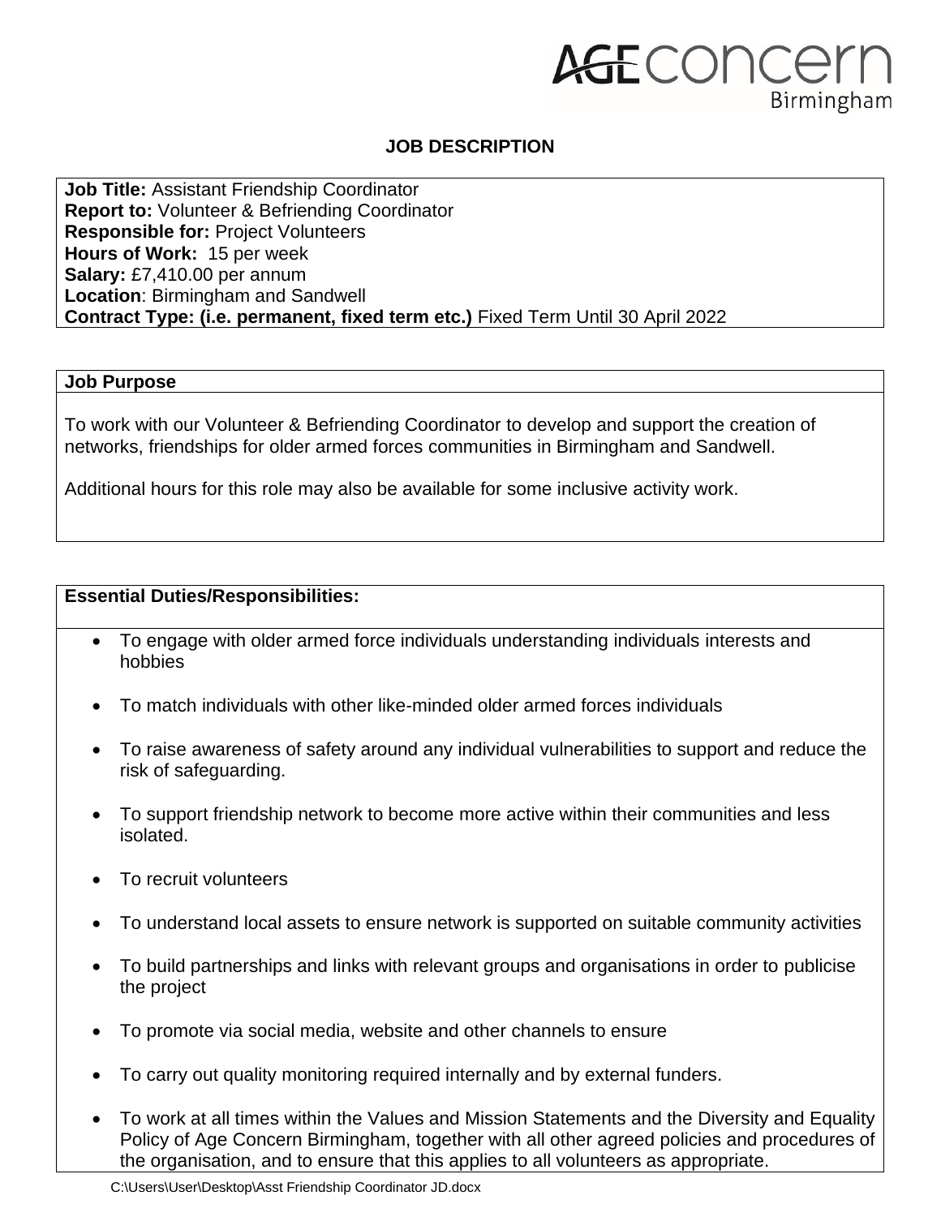# JOB DESCRIPTION

**Job Title:** Assistant Friendship Coordinator
**Report to:** Volunteer & Befriending Coordinator
**Responsible for:** Project Volunteers
**Hours of Work:** 15 per week
**Salary:** £7,410.00 per annum
**Location**: Birmingham and Sandwell
**Contract Type: (i.e. permanent, fixed term etc.)** Fixed Term Until 30 April 2022

**Job Purpose**

To work with our Volunteer & Befriending Coordinator to develop and support the creation of networks, friendships for older armed forces communities in Birmingham and Sandwell.

Additional hours for this role may also be available for some inclusive activity work.

**Essential Duties/Responsibilities:**

- To engage with older armed force individuals understanding individuals interests and hobbies
- To match individuals with other like-minded older armed forces individuals
- To raise awareness of safety around any individual vulnerabilities to support and reduce the risk of safeguarding.
- To support friendship network to become more active within their communities and less isolated.
- To recruit volunteers
- To understand local assets to ensure network is supported on suitable community activities
- To build partnerships and links with relevant groups and organisations in order to publicise the project
- To promote via social media, website and other channels to ensure
- To carry out quality monitoring required internally and by external funders.
- To work at all times within the Values and Mission Statements and the Diversity and Equality Policy of Age Concern Birmingham, together with all other agreed policies and procedures of the organisation, and to ensure that this applies to all volunteers as appropriate.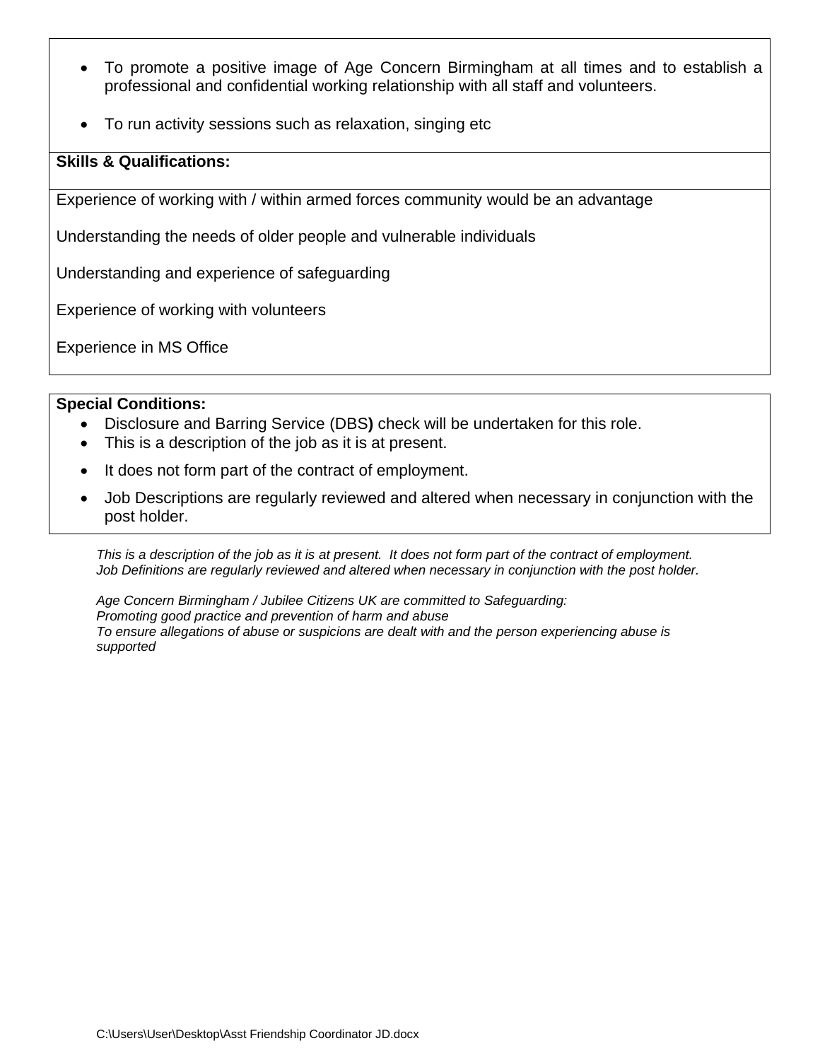- To promote a positive image of Age Concern Birmingham at all times and to establish a professional and confidential working relationship with all staff and volunteers.
- To run activity sessions such as relaxation, singing etc

**Skills & Qualifications:**

Experience of working with / within armed forces community would be an advantage

Understanding the needs of older people and vulnerable individuals

Understanding and experience of safeguarding

Experience of working with volunteers

Experience in MS Office

**Special Conditions:**

- Disclosure and Barring Service (DBS**)** check will be undertaken for this role.
- This is a description of the job as it is at present.
- It does not form part of the contract of employment.
- Job Descriptions are regularly reviewed and altered when necessary in conjunction with the post holder.

*This is a description of the job as it is at present. It does not form part of the contract of employment.*
*Job Definitions are regularly reviewed and altered when necessary in conjunction with the post holder.*

*Age Concern Birmingham / Jubilee Citizens UK are committed to Safeguarding:*
*Promoting good practice and prevention of harm and abuse*
*To ensure allegations of abuse or suspicions are dealt with and the person experiencing abuse is supported*

C:\Users\User\Desktop\Asst Friendship Coordinator JD.docx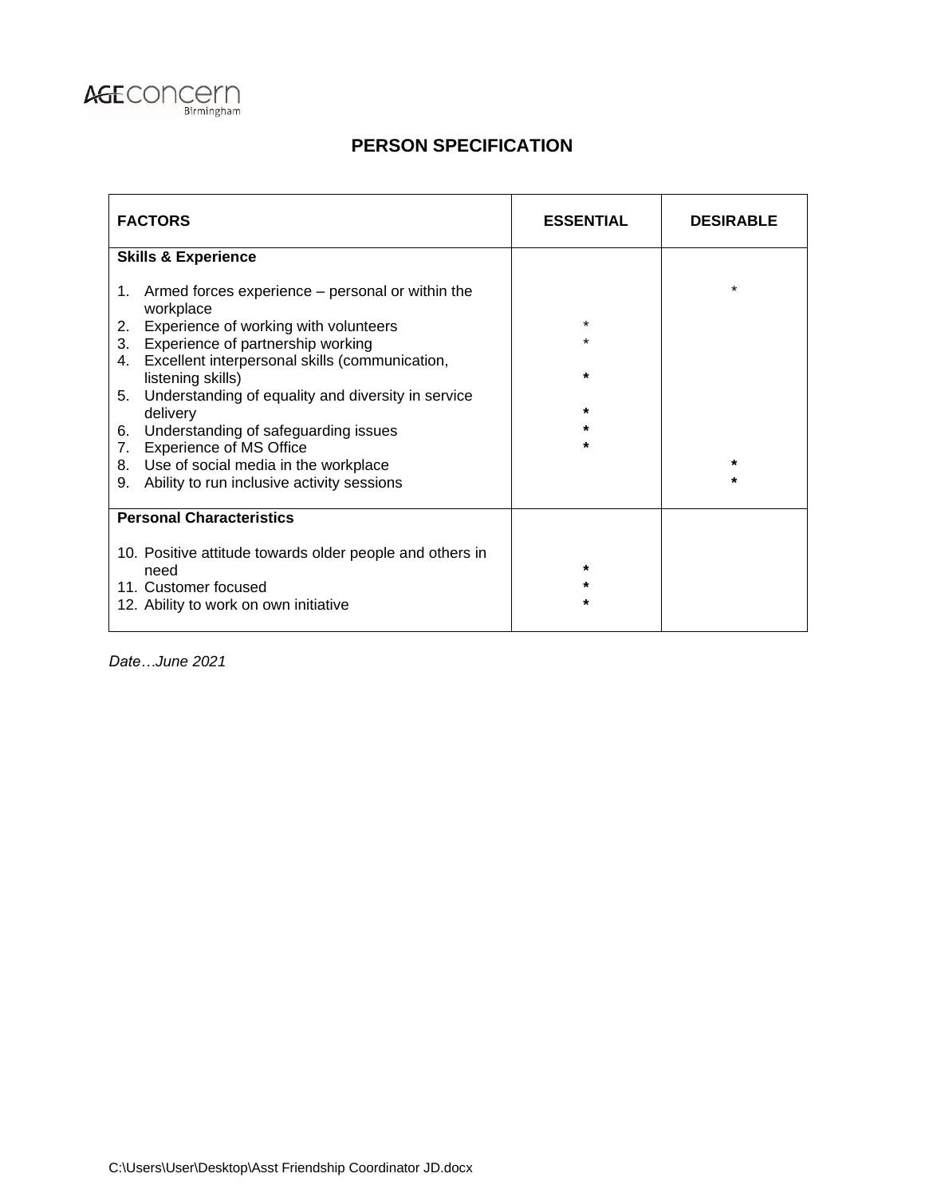AGE concern Birmingham

## PERSON SPECIFICATION

| FACTORS | ESSENTIAL | DESIRABLE |
|---|---|---|
| **Skills & Experience** | | |
| 1. Armed forces experience – personal or within the workplace | | * |
| 2. Experience of working with volunteers | * | |
| 3. Experience of partnership working | * | |
| 4. Excellent interpersonal skills (communication, listening skills) | * | |
| 5. Understanding of equality and diversity in service delivery | * | |
| 6. Understanding of safeguarding issues | * | |
| 7. Experience of MS Office | * | |
| 8. Use of social media in the workplace | | * |
| 9. Ability to run inclusive activity sessions | | * |
| **Personal Characteristics** | | |
| 10. Positive attitude towards older people and others in need | * | |
| 11. Customer focused | * | |
| 12. Ability to work on own initiative | * | |

*Date…June 2021*

C:\Users\User\Desktop\Asst Friendship Coordinator JD.docx